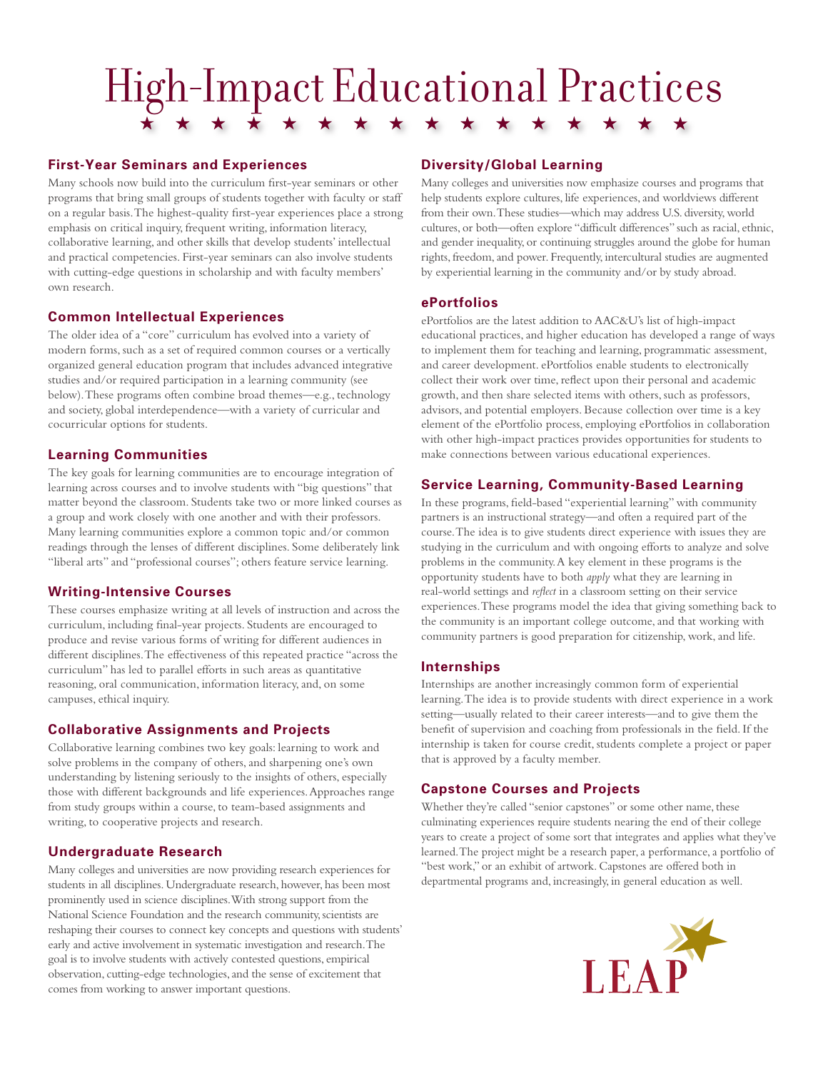# High-Impact Educational Practices

## First-Year Seminars and Experiences

Many schools now build into the curriculum first-year seminars or other programs that bring small groups of students together with faculty or staff on a regular basis. The highest-quality first-year experiences place a strong emphasis on critical inquiry, frequent writing, information literacy, collaborative learning, and other skills that develop students' intellectual and practical competencies. First-year seminars can also involve students with cutting-edge questions in scholarship and with faculty members' own research.

## Common Intellectual Experiences

The older idea of a "core" curriculum has evolved into a variety of modern forms, such as a set of required common courses or a vertically organized general education program that includes advanced integrative studies and/or required participation in a learning community (see below). These programs often combine broad themes—e.g., technology and society, global interdependence—with a variety of curricular and cocurricular options for students.

## Learning Communities

The key goals for learning communities are to encourage integration of learning across courses and to involve students with "big questions" that matter beyond the classroom. Students take two or more linked courses as a group and work closely with one another and with their professors. Many learning communities explore a common topic and/or common readings through the lenses of different disciplines. Some deliberately link "liberal arts" and "professional courses"; others feature service learning.

## Writing-Intensive Courses

These courses emphasize writing at all levels of instruction and across the curriculum, including final-year projects. Students are encouraged to produce and revise various forms of writing for different audiences in different disciplines. The effectiveness of this repeated practice "across the curriculum" has led to parallel efforts in such areas as quantitative reasoning, oral communication, information literacy, and, on some campuses, ethical inquiry.

## Collaborative Assignments and Projects

Collaborative learning combines two key goals: learning to work and solve problems in the company of others, and sharpening one's own understanding by listening seriously to the insights of others, especially those with different backgrounds and life experiences. Approaches range from study groups within a course, to team-based assignments and writing, to cooperative projects and research.

## Undergraduate Research

Many colleges and universities are now providing research experiences for students in all disciplines. Undergraduate research, however, has been most prominently used in science disciplines. With strong support from the National Science Foundation and the research community, scientists are reshaping their courses to connect key concepts and questions with students' early and active involvement in systematic investigation and research. The goal is to involve students with actively contested questions, empirical observation, cutting-edge technologies, and the sense of excitement that comes from working to answer important questions.

## Diversity/Global Learning

Many colleges and universities now emphasize courses and programs that help students explore cultures, life experiences, and worldviews different from their own. These studies—which may address U.S. diversity, world cultures, or both—often explore "difficult differences" such as racial, ethnic, and gender inequality, or continuing struggles around the globe for human rights, freedom, and power. Frequently, intercultural studies are augmented by experiential learning in the community and/or by study abroad.

## ePortfolios

ePortfolios are the latest addition to AAC&U's list of high-impact educational practices, and higher education has developed a range of ways to implement them for teaching and learning, programmatic assessment, and career development. ePortfolios enable students to electronically collect their work over time, reflect upon their personal and academic growth, and then share selected items with others, such as professors, advisors, and potential employers. Because collection over time is a key element of the ePortfolio process, employing ePortfolios in collaboration with other high-impact practices provides opportunities for students to make connections between various educational experiences.

## Service Learning, Community-Based Learning

In these programs, field-based "experiential learning" with community partners is an instructional strategy—and often a required part of the course. The idea is to give students direct experience with issues they are studying in the curriculum and with ongoing efforts to analyze and solve problems in the community. A key element in these programs is the opportunity students have to both *apply* what they are learning in real-world settings and *reflect* in a classroom setting on their service experiences. These programs model the idea that giving something back to the community is an important college outcome, and that working with community partners is good preparation for citizenship, work, and life.

## Internships

Internships are another increasingly common form of experiential learning. The idea is to provide students with direct experience in a work setting—usually related to their career interests—and to give them the benefit of supervision and coaching from professionals in the field. If the internship is taken for course credit, students complete a project or paper that is approved by a faculty member.

## Capstone Courses and Projects

Whether they're called "senior capstones" or some other name, these culminating experiences require students nearing the end of their college years to create a project of some sort that integrates and applies what they've learned. The project might be a research paper, a performance, a portfolio of "best work," or an exhibit of artwork. Capstones are offered both in departmental programs and, increasingly, in general education as well.

LEAP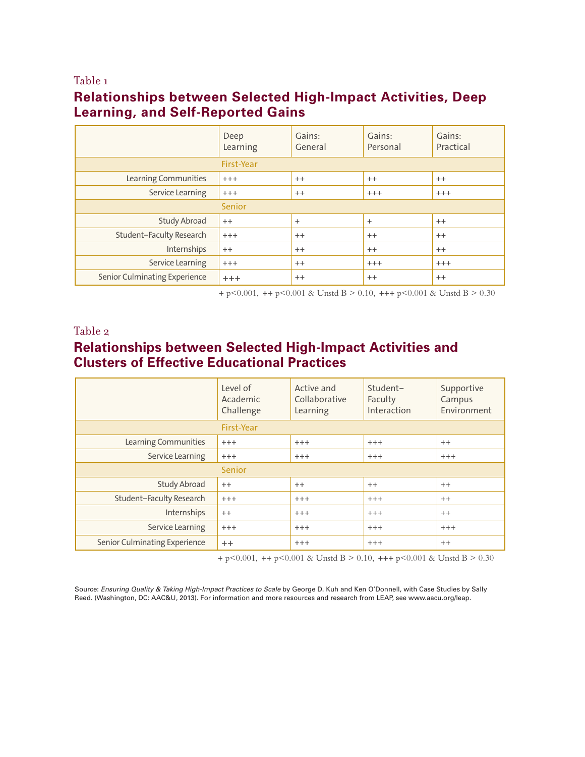Table 1

## Relationships between Selected High-Impact Activities, Deep Learning, and Self-Reported Gains

| | Deep Learning | Gains: General | Gains: Personal | Gains: Practical |
|---|---|---|---|---|
| **First-Year** | | | | |
| Learning Communities | +++ | ++ | ++ | ++ |
| Service Learning | +++ | ++ | +++ | +++ |
| **Senior** | | | | |
| Study Abroad | ++ | + | + | ++ |
| Student–Faculty Research | +++ | ++ | ++ | ++ |
| Internships | ++ | ++ | ++ | ++ |
| Service Learning | +++ | ++ | +++ | +++ |
| Senior Culminating Experience | +++ | ++ | ++ | ++ |

+ $p<0.001$, ++ $p<0.001$ & Unstd B $> 0.10$, +++ $p<0.001$ & Unstd B $> 0.30$

Table 2

## Relationships between Selected High-Impact Activities and Clusters of Effective Educational Practices

| | Level of Academic Challenge | Active and Collaborative Learning | Student–Faculty Interaction | Supportive Campus Environment |
|---|---|---|---|---|
| **First-Year** | | | | |
| Learning Communities | +++ | +++ | +++ | ++ |
| Service Learning | +++ | +++ | +++ | +++ |
| **Senior** | | | | |
| Study Abroad | ++ | ++ | ++ | ++ |
| Student–Faculty Research | +++ | +++ | +++ | ++ |
| Internships | ++ | +++ | +++ | ++ |
| Service Learning | +++ | +++ | +++ | +++ |
| Senior Culminating Experience | ++ | +++ | +++ | ++ |

+ $p<0.001$, ++ $p<0.001$ & Unstd B $> 0.10$, +++ $p<0.001$ & Unstd B $> 0.30$

Source: *Ensuring Quality & Taking High-Impact Practices to Scale* by George D. Kuh and Ken O'Donnell, with Case Studies by Sally Reed. (Washington, DC: AAC&U, 2013). For information and more resources and research from LEAP, see www.aacu.org/leap.